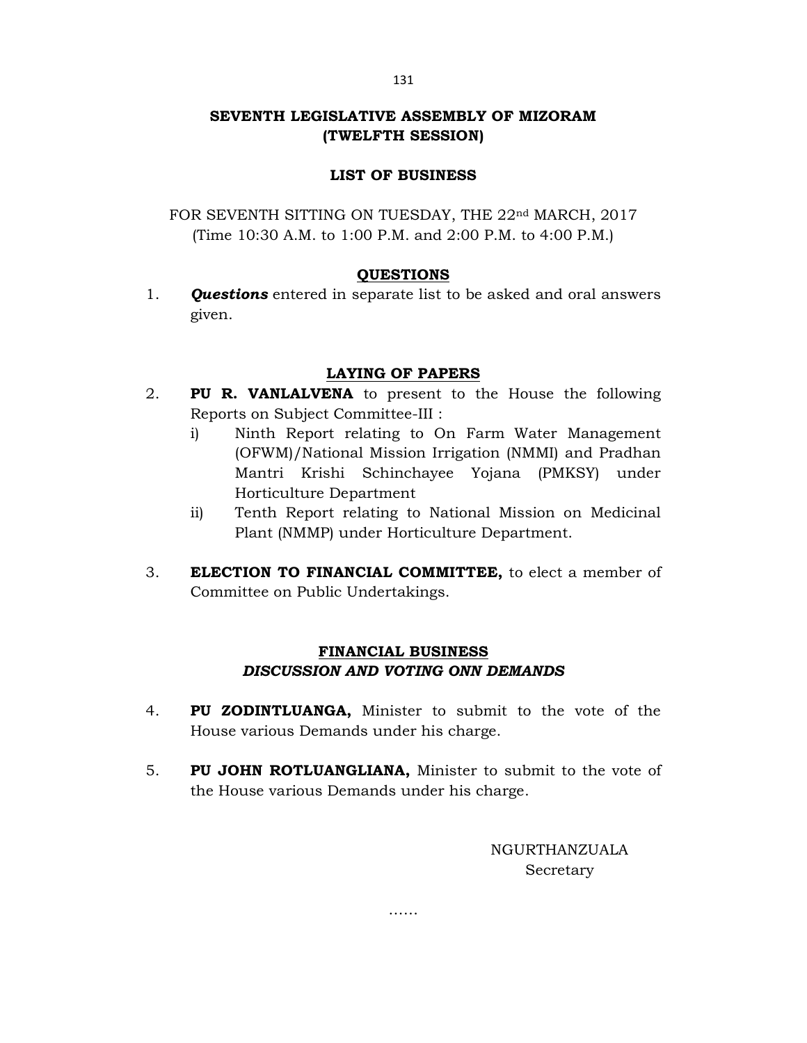# SEVENTH LEGISLATIVE ASSEMBLY OF MIZORAM
## (TWELFTH SESSION)

### LIST OF BUSINESS

FOR SEVENTH SITTING ON TUESDAY, THE 22nd MARCH, 2017
(Time 10:30 A.M. to 1:00 P.M. and 2:00 P.M. to 4:00 P.M.)

### QUESTIONS

1. ***Questions*** entered in separate list to be asked and oral answers given.

### LAYING OF PAPERS

2. **PU R. VANLALVENA** to present to the House the following Reports on Subject Committee-III :
   - i) Ninth Report relating to On Farm Water Management (OFWM)/National Mission Irrigation (NMMI) and Pradhan Mantri Krishi Schinchayee Yojana (PMKSY) under Horticulture Department
   - ii) Tenth Report relating to National Mission on Medicinal Plant (NMMP) under Horticulture Department.

3. **ELECTION TO FINANCIAL COMMITTEE,** to elect a member of Committee on Public Undertakings.

### FINANCIAL BUSINESS
### *DISCUSSION AND VOTING ONN DEMANDS*

4. **PU ZODINTLUANGA,** Minister to submit to the vote of the House various Demands under his charge.

5. **PU JOHN ROTLUANGLIANA,** Minister to submit to the vote of the House various Demands under his charge.

NGURTHANZUALA
Secretary

……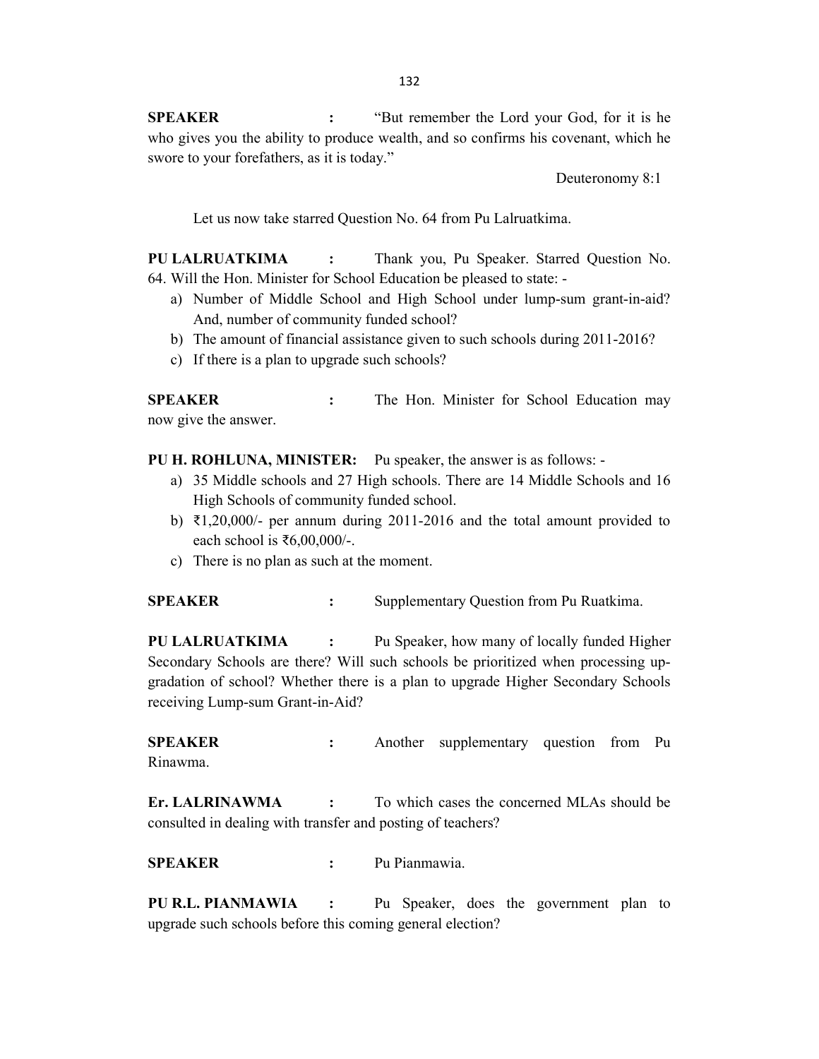**SPEAKER :** "But remember the Lord your God, for it is he who gives you the ability to produce wealth, and so confirms his covenant, which he swore to your forefathers, as it is today."

Deuteronomy 8:1

Let us now take starred Question No. 64 from Pu Lalruatkima.

**PU LALRUATKIMA :** Thank you, Pu Speaker. Starred Question No. 64. Will the Hon. Minister for School Education be pleased to state: -

a) Number of Middle School and High School under lump-sum grant-in-aid? And, number of community funded school?
b) The amount of financial assistance given to such schools during 2011-2016?
c) If there is a plan to upgrade such schools?

**SPEAKER :** The Hon. Minister for School Education may now give the answer.

**PU H. ROHLUNA, MINISTER:** Pu speaker, the answer is as follows: -

a) 35 Middle schools and 27 High schools. There are 14 Middle Schools and 16 High Schools of community funded school.
b) ₹1,20,000/- per annum during 2011-2016 and the total amount provided to each school is ₹6,00,000/-.
c) There is no plan as such at the moment.

**SPEAKER :** Supplementary Question from Pu Ruatkima.

**PU LALRUATKIMA :** Pu Speaker, how many of locally funded Higher Secondary Schools are there? Will such schools be prioritized when processing up-gradation of school? Whether there is a plan to upgrade Higher Secondary Schools receiving Lump-sum Grant-in-Aid?

**SPEAKER :** Another supplementary question from Pu Rinawma.

**Er. LALRINAWMA :** To which cases the concerned MLAs should be consulted in dealing with transfer and posting of teachers?

**SPEAKER :** Pu Pianmawia.

**PU R.L. PIANMAWIA :** Pu Speaker, does the government plan to upgrade such schools before this coming general election?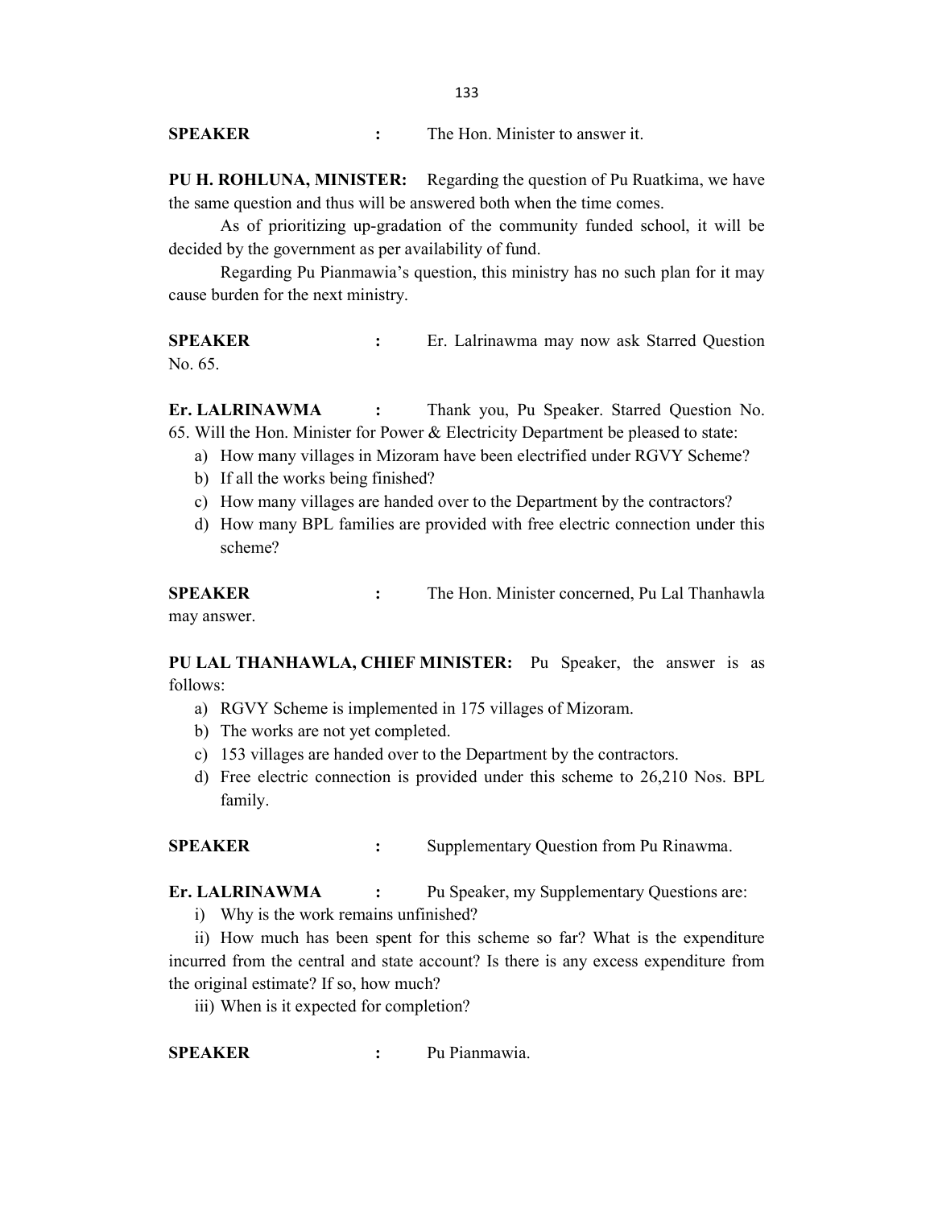**SPEAKER** : The Hon. Minister to answer it.

**PU H. ROHLUNA, MINISTER:** Regarding the question of Pu Ruatkima, we have the same question and thus will be answered both when the time comes.

As of prioritizing up-gradation of the community funded school, it will be decided by the government as per availability of fund.

Regarding Pu Pianmawia's question, this ministry has no such plan for it may cause burden for the next ministry.

**SPEAKER** : Er. Lalrinawma may now ask Starred Question No. 65.

**Er. LALRINAWMA** : Thank you, Pu Speaker. Starred Question No. 65. Will the Hon. Minister for Power & Electricity Department be pleased to state:

a) How many villages in Mizoram have been electrified under RGVY Scheme?
b) If all the works being finished?
c) How many villages are handed over to the Department by the contractors?
d) How many BPL families are provided with free electric connection under this scheme?

**SPEAKER** : The Hon. Minister concerned, Pu Lal Thanhawla may answer.

**PU LAL THANHAWLA, CHIEF MINISTER:** Pu Speaker, the answer is as follows:

a) RGVY Scheme is implemented in 175 villages of Mizoram.
b) The works are not yet completed.
c) 153 villages are handed over to the Department by the contractors.
d) Free electric connection is provided under this scheme to 26,210 Nos. BPL family.

**SPEAKER** : Supplementary Question from Pu Rinawma.

**Er. LALRINAWMA** : Pu Speaker, my Supplementary Questions are:

i) Why is the work remains unfinished?

ii) How much has been spent for this scheme so far? What is the expenditure incurred from the central and state account? Is there is any excess expenditure from the original estimate? If so, how much?

iii) When is it expected for completion?

**SPEAKER** : Pu Pianmawia.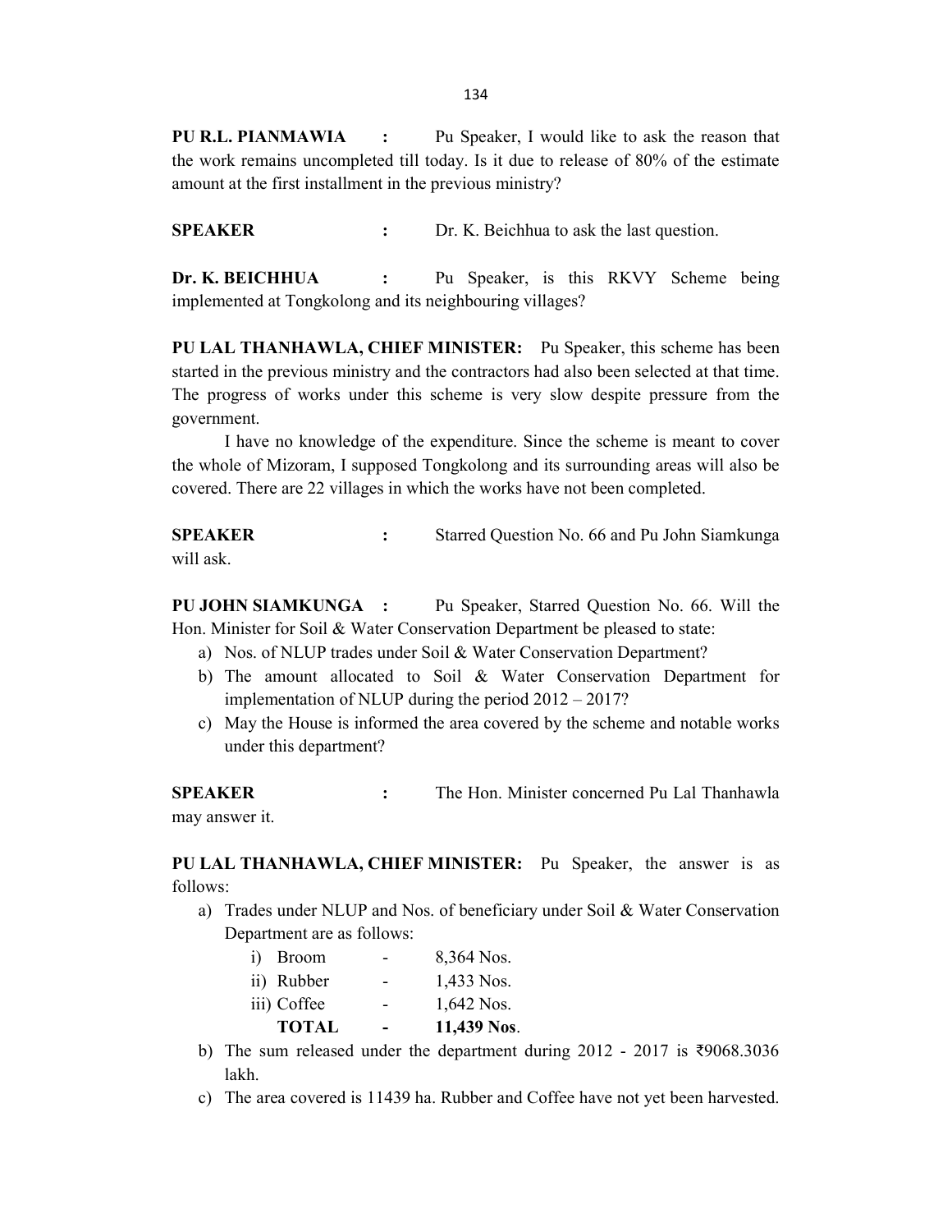**PU R.L. PIANMAWIA :** Pu Speaker, I would like to ask the reason that the work remains uncompleted till today. Is it due to release of 80% of the estimate amount at the first installment in the previous ministry?

**SPEAKER :** Dr. K. Beichhua to ask the last question.

**Dr. K. BEICHHUA :** Pu Speaker, is this RKVY Scheme being implemented at Tongkolong and its neighbouring villages?

**PU LAL THANHAWLA, CHIEF MINISTER:** Pu Speaker, this scheme has been started in the previous ministry and the contractors had also been selected at that time. The progress of works under this scheme is very slow despite pressure from the government.

I have no knowledge of the expenditure. Since the scheme is meant to cover the whole of Mizoram, I supposed Tongkolong and its surrounding areas will also be covered. There are 22 villages in which the works have not been completed.

**SPEAKER :** Starred Question No. 66 and Pu John Siamkunga will ask.

**PU JOHN SIAMKUNGA :** Pu Speaker, Starred Question No. 66. Will the Hon. Minister for Soil & Water Conservation Department be pleased to state:

a) Nos. of NLUP trades under Soil & Water Conservation Department?
b) The amount allocated to Soil & Water Conservation Department for implementation of NLUP during the period 2012 – 2017?
c) May the House is informed the area covered by the scheme and notable works under this department?

**SPEAKER :** The Hon. Minister concerned Pu Lal Thanhawla may answer it.

**PU LAL THANHAWLA, CHIEF MINISTER:** Pu Speaker, the answer is as follows:

a) Trades under NLUP and Nos. of beneficiary under Soil & Water Conservation Department are as follows:
   - i) Broom - 8,364 Nos.
   - ii) Rubber - 1,433 Nos.
   - iii) Coffee - 1,642 Nos.
   - **TOTAL - 11,439 Nos**.
b) The sum released under the department during 2012 - 2017 is ₹9068.3036 lakh.
c) The area covered is 11439 ha. Rubber and Coffee have not yet been harvested.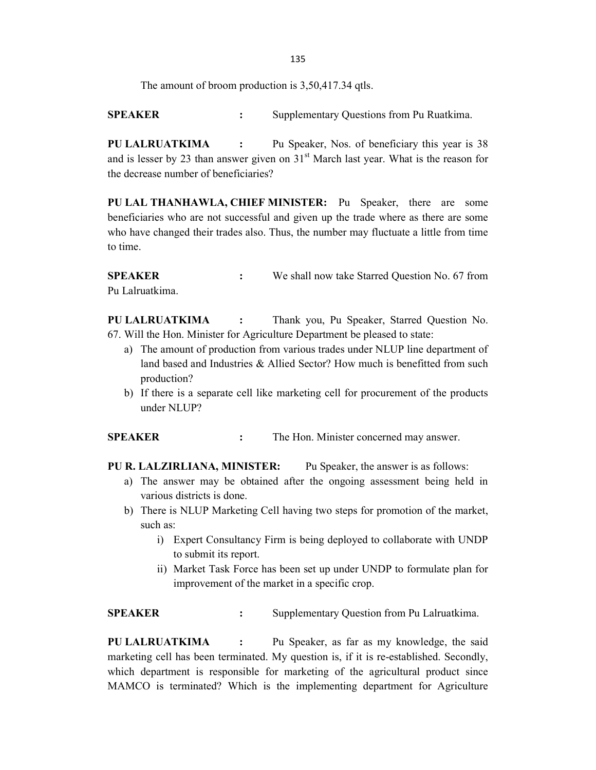The amount of broom production is 3,50,417.34 qtls.

**SPEAKER** **:** Supplementary Questions from Pu Ruatkima.

**PU LALRUATKIMA** **:** Pu Speaker, Nos. of beneficiary this year is 38 and is lesser by 23 than answer given on 31st March last year. What is the reason for the decrease number of beneficiaries?

**PU LAL THANHAWLA, CHIEF MINISTER:** Pu Speaker, there are some beneficiaries who are not successful and given up the trade where as there are some who have changed their trades also. Thus, the number may fluctuate a little from time to time.

**SPEAKER** **:** We shall now take Starred Question No. 67 from Pu Lalruatkima.

**PU LALRUATKIMA** **:** Thank you, Pu Speaker, Starred Question No. 67. Will the Hon. Minister for Agriculture Department be pleased to state:

a) The amount of production from various trades under NLUP line department of land based and Industries & Allied Sector? How much is benefitted from such production?
b) If there is a separate cell like marketing cell for procurement of the products under NLUP?

**SPEAKER** **:** The Hon. Minister concerned may answer.

**PU R. LALZIRLIANA, MINISTER:** Pu Speaker, the answer is as follows:

a) The answer may be obtained after the ongoing assessment being held in various districts is done.
b) There is NLUP Marketing Cell having two steps for promotion of the market, such as:
    i) Expert Consultancy Firm is being deployed to collaborate with UNDP to submit its report.
    ii) Market Task Force has been set up under UNDP to formulate plan for improvement of the market in a specific crop.

**SPEAKER** **:** Supplementary Question from Pu Lalruatkima.

**PU LALRUATKIMA** **:** Pu Speaker, as far as my knowledge, the said marketing cell has been terminated. My question is, if it is re-established. Secondly, which department is responsible for marketing of the agricultural product since MAMCO is terminated? Which is the implementing department for Agriculture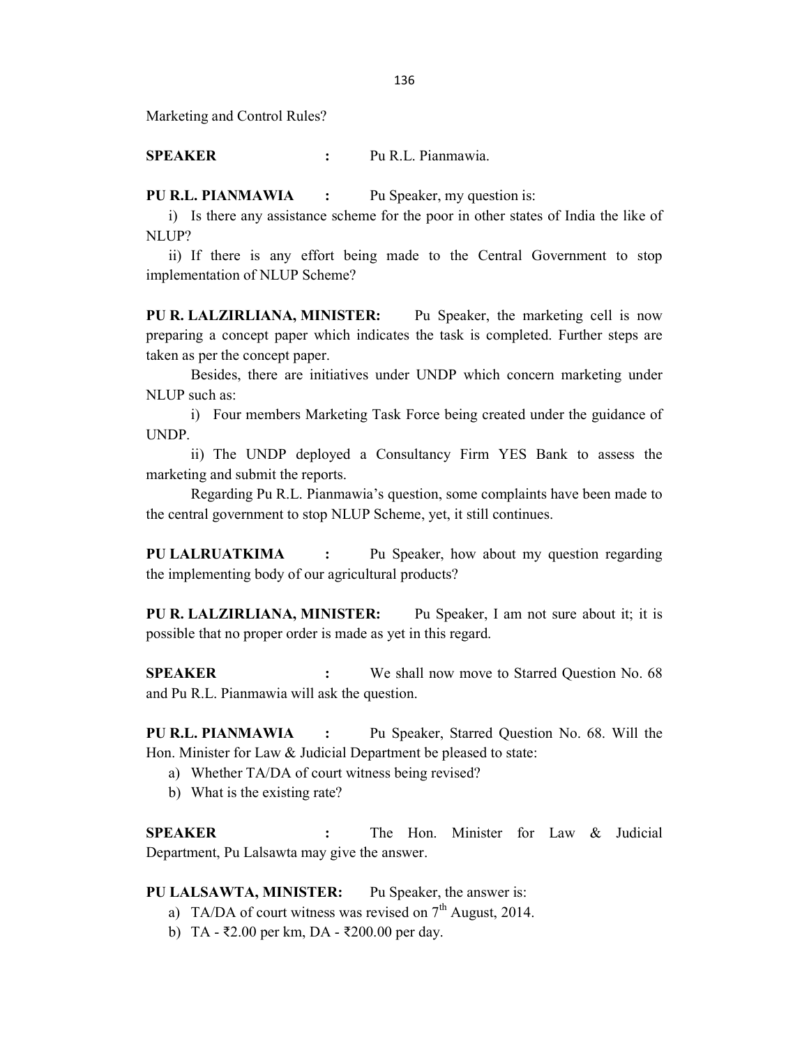Marketing and Control Rules?

**SPEAKER** : Pu R.L. Pianmawia.

**PU R.L. PIANMAWIA** : Pu Speaker, my question is:

i) Is there any assistance scheme for the poor in other states of India the like of NLUP?

ii) If there is any effort being made to the Central Government to stop implementation of NLUP Scheme?

**PU R. LALZIRLIANA, MINISTER:** Pu Speaker, the marketing cell is now preparing a concept paper which indicates the task is completed. Further steps are taken as per the concept paper.

Besides, there are initiatives under UNDP which concern marketing under NLUP such as:

i) Four members Marketing Task Force being created under the guidance of UNDP.

ii) The UNDP deployed a Consultancy Firm YES Bank to assess the marketing and submit the reports.

Regarding Pu R.L. Pianmawia's question, some complaints have been made to the central government to stop NLUP Scheme, yet, it still continues.

**PU LALRUATKIMA** : Pu Speaker, how about my question regarding the implementing body of our agricultural products?

**PU R. LALZIRLIANA, MINISTER:** Pu Speaker, I am not sure about it; it is possible that no proper order is made as yet in this regard.

**SPEAKER** : We shall now move to Starred Question No. 68 and Pu R.L. Pianmawia will ask the question.

**PU R.L. PIANMAWIA** : Pu Speaker, Starred Question No. 68. Will the Hon. Minister for Law & Judicial Department be pleased to state:

a) Whether TA/DA of court witness being revised?
b) What is the existing rate?

**SPEAKER** : The Hon. Minister for Law & Judicial Department, Pu Lalsawta may give the answer.

**PU LALSAWTA, MINISTER:** Pu Speaker, the answer is:

a) TA/DA of court witness was revised on 7th August, 2014.
b) TA - ₹2.00 per km, DA - ₹200.00 per day.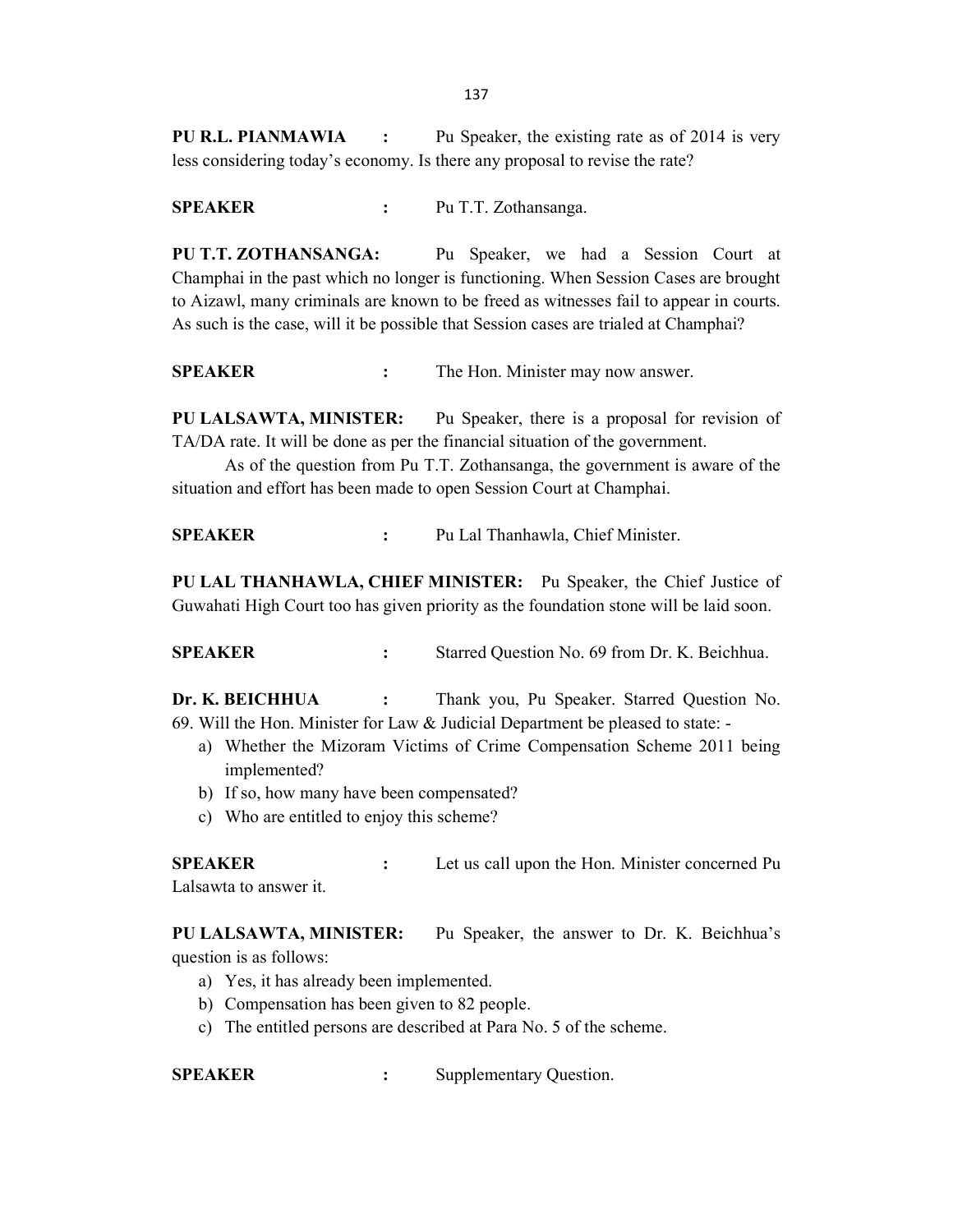**PU R.L. PIANMAWIA :** Pu Speaker, the existing rate as of 2014 is very less considering today's economy. Is there any proposal to revise the rate?

**SPEAKER :** Pu T.T. Zothansanga.

**PU T.T. ZOTHANSANGA:** Pu Speaker, we had a Session Court at Champhai in the past which no longer is functioning. When Session Cases are brought to Aizawl, many criminals are known to be freed as witnesses fail to appear in courts. As such is the case, will it be possible that Session cases are trialed at Champhai?

**SPEAKER :** The Hon. Minister may now answer.

**PU LALSAWTA, MINISTER:** Pu Speaker, there is a proposal for revision of TA/DA rate. It will be done as per the financial situation of the government.

As of the question from Pu T.T. Zothansanga, the government is aware of the situation and effort has been made to open Session Court at Champhai.

**SPEAKER :** Pu Lal Thanhawla, Chief Minister.

**PU LAL THANHAWLA, CHIEF MINISTER:** Pu Speaker, the Chief Justice of Guwahati High Court too has given priority as the foundation stone will be laid soon.

**SPEAKER :** Starred Question No. 69 from Dr. K. Beichhua.

**Dr. K. BEICHHUA :** Thank you, Pu Speaker. Starred Question No. 69. Will the Hon. Minister for Law & Judicial Department be pleased to state: -

a) Whether the Mizoram Victims of Crime Compensation Scheme 2011 being implemented?
b) If so, how many have been compensated?
c) Who are entitled to enjoy this scheme?

**SPEAKER :** Let us call upon the Hon. Minister concerned Pu Lalsawta to answer it.

**PU LALSAWTA, MINISTER:** Pu Speaker, the answer to Dr. K. Beichhua's question is as follows:

a) Yes, it has already been implemented.
b) Compensation has been given to 82 people.
c) The entitled persons are described at Para No. 5 of the scheme.

**SPEAKER :** Supplementary Question.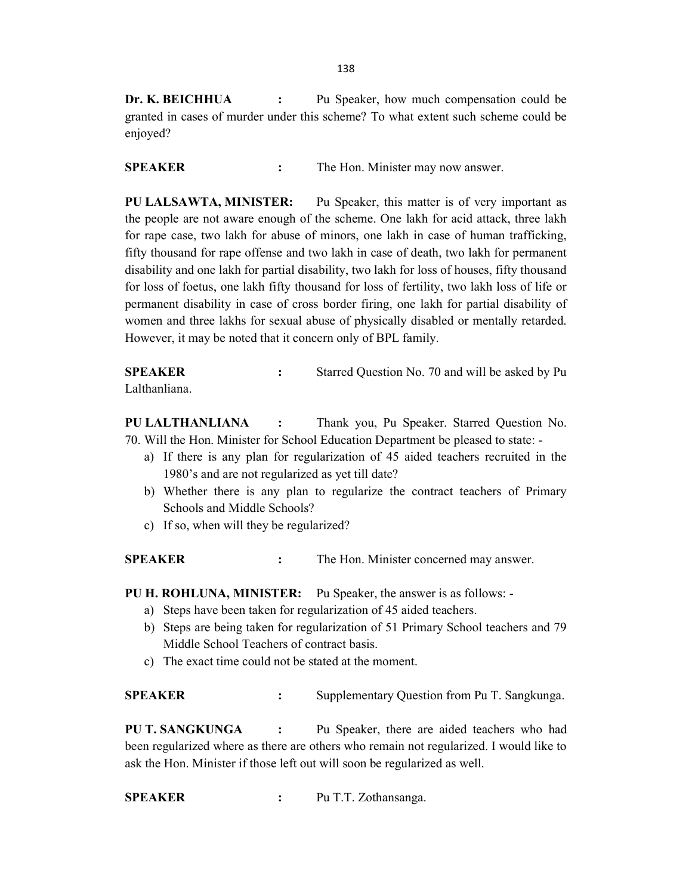**Dr. K. BEICHHUA :** Pu Speaker, how much compensation could be granted in cases of murder under this scheme? To what extent such scheme could be enjoyed?

**SPEAKER :** The Hon. Minister may now answer.

**PU LALSAWTA, MINISTER:** Pu Speaker, this matter is of very important as the people are not aware enough of the scheme. One lakh for acid attack, three lakh for rape case, two lakh for abuse of minors, one lakh in case of human trafficking, fifty thousand for rape offense and two lakh in case of death, two lakh for permanent disability and one lakh for partial disability, two lakh for loss of houses, fifty thousand for loss of foetus, one lakh fifty thousand for loss of fertility, two lakh loss of life or permanent disability in case of cross border firing, one lakh for partial disability of women and three lakhs for sexual abuse of physically disabled or mentally retarded. However, it may be noted that it concern only of BPL family.

**SPEAKER :** Starred Question No. 70 and will be asked by Pu Lalthanliana.

**PU LALTHANLIANA :** Thank you, Pu Speaker. Starred Question No. 70. Will the Hon. Minister for School Education Department be pleased to state: -

a) If there is any plan for regularization of 45 aided teachers recruited in the 1980's and are not regularized as yet till date?
b) Whether there is any plan to regularize the contract teachers of Primary Schools and Middle Schools?
c) If so, when will they be regularized?

**SPEAKER :** The Hon. Minister concerned may answer.

**PU H. ROHLUNA, MINISTER:** Pu Speaker, the answer is as follows: -

a) Steps have been taken for regularization of 45 aided teachers.
b) Steps are being taken for regularization of 51 Primary School teachers and 79 Middle School Teachers of contract basis.
c) The exact time could not be stated at the moment.

**SPEAKER :** Supplementary Question from Pu T. Sangkunga.

**PU T. SANGKUNGA :** Pu Speaker, there are aided teachers who had been regularized where as there are others who remain not regularized. I would like to ask the Hon. Minister if those left out will soon be regularized as well.

**SPEAKER :** Pu T.T. Zothansanga.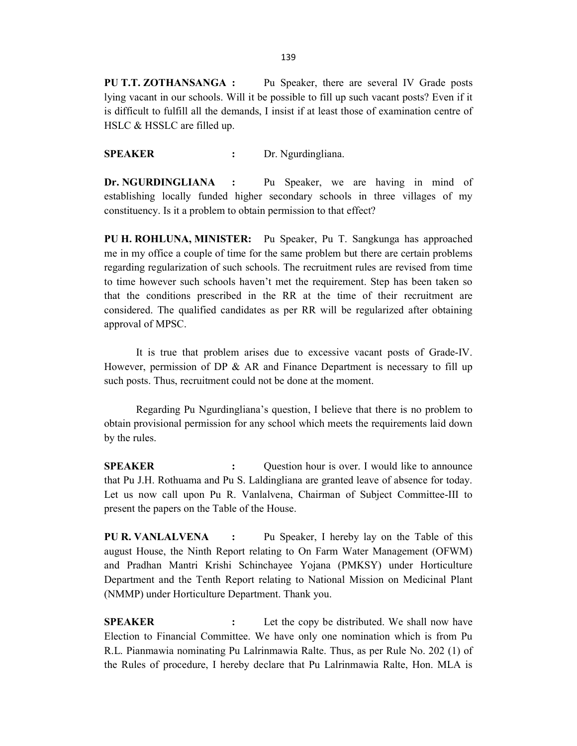**PU T.T. ZOTHANSANGA :** Pu Speaker, there are several IV Grade posts lying vacant in our schools. Will it be possible to fill up such vacant posts? Even if it is difficult to fulfill all the demands, I insist if at least those of examination centre of HSLC & HSSLC are filled up.

**SPEAKER :** Dr. Ngurdingliana.

**Dr. NGURDINGLIANA :** Pu Speaker, we are having in mind of establishing locally funded higher secondary schools in three villages of my constituency. Is it a problem to obtain permission to that effect?

**PU H. ROHLUNA, MINISTER:** Pu Speaker, Pu T. Sangkunga has approached me in my office a couple of time for the same problem but there are certain problems regarding regularization of such schools. The recruitment rules are revised from time to time however such schools haven't met the requirement. Step has been taken so that the conditions prescribed in the RR at the time of their recruitment are considered. The qualified candidates as per RR will be regularized after obtaining approval of MPSC.

It is true that problem arises due to excessive vacant posts of Grade-IV. However, permission of DP & AR and Finance Department is necessary to fill up such posts. Thus, recruitment could not be done at the moment.

Regarding Pu Ngurdingliana's question, I believe that there is no problem to obtain provisional permission for any school which meets the requirements laid down by the rules.

**SPEAKER :** Question hour is over. I would like to announce that Pu J.H. Rothuama and Pu S. Laldingliana are granted leave of absence for today. Let us now call upon Pu R. Vanlalvena, Chairman of Subject Committee-III to present the papers on the Table of the House.

**PU R. VANLALVENA :** Pu Speaker, I hereby lay on the Table of this august House, the Ninth Report relating to On Farm Water Management (OFWM) and Pradhan Mantri Krishi Schinchayee Yojana (PMKSY) under Horticulture Department and the Tenth Report relating to National Mission on Medicinal Plant (NMMP) under Horticulture Department. Thank you.

**SPEAKER :** Let the copy be distributed. We shall now have Election to Financial Committee. We have only one nomination which is from Pu R.L. Pianmawia nominating Pu Lalrinmawia Ralte. Thus, as per Rule No. 202 (1) of the Rules of procedure, I hereby declare that Pu Lalrinmawia Ralte, Hon. MLA is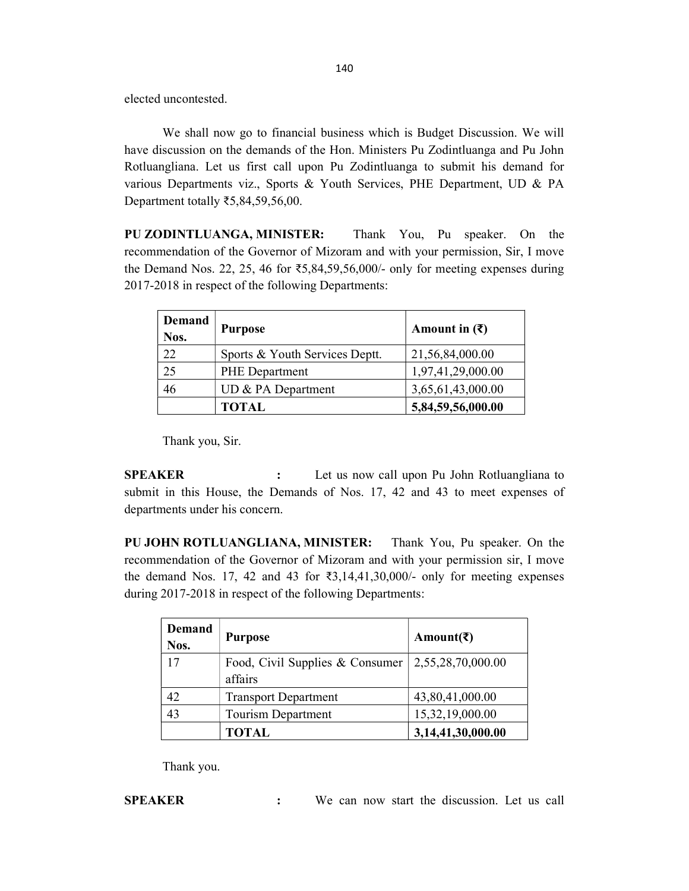elected uncontested.

We shall now go to financial business which is Budget Discussion. We will have discussion on the demands of the Hon. Ministers Pu Zodintluanga and Pu John Rotluangliana. Let us first call upon Pu Zodintluanga to submit his demand for various Departments viz., Sports & Youth Services, PHE Department, UD & PA Department totally ₹5,84,59,56,00.

**PU ZODINTLUANGA, MINISTER:** Thank You, Pu speaker. On the recommendation of the Governor of Mizoram and with your permission, Sir, I move the Demand Nos. 22, 25, 46 for ₹5,84,59,56,000/- only for meeting expenses during 2017-2018 in respect of the following Departments:

| Demand Nos. | Purpose | Amount in (₹) |
|---|---|---|
| 22 | Sports & Youth Services Deptt. | 21,56,84,000.00 |
| 25 | PHE Department | 1,97,41,29,000.00 |
| 46 | UD & PA Department | 3,65,61,43,000.00 |
| | **TOTAL** | **5,84,59,56,000.00** |

Thank you, Sir.

**SPEAKER :** Let us now call upon Pu John Rotluangliana to submit in this House, the Demands of Nos. 17, 42 and 43 to meet expenses of departments under his concern.

**PU JOHN ROTLUANGLIANA, MINISTER:** Thank You, Pu speaker. On the recommendation of the Governor of Mizoram and with your permission sir, I move the demand Nos. 17, 42 and 43 for ₹3,14,41,30,000/- only for meeting expenses during 2017-2018 in respect of the following Departments:

| Demand Nos. | Purpose | Amount(₹) |
|---|---|---|
| 17 | Food, Civil Supplies & Consumer affairs | 2,55,28,70,000.00 |
| 42 | Transport Department | 43,80,41,000.00 |
| 43 | Tourism Department | 15,32,19,000.00 |
| | **TOTAL** | **3,14,41,30,000.00** |

Thank you.

**SPEAKER :** We can now start the discussion. Let us call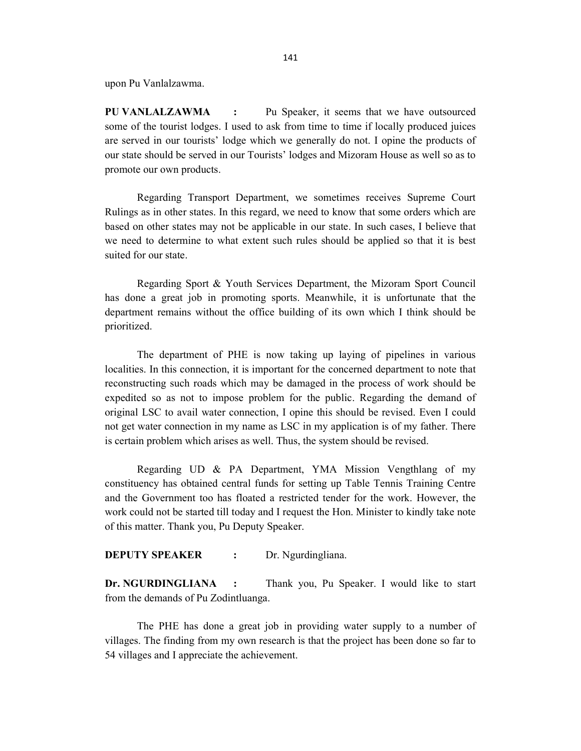upon Pu Vanlalzawma.

**PU VANLALZAWMA :** Pu Speaker, it seems that we have outsourced some of the tourist lodges. I used to ask from time to time if locally produced juices are served in our tourists' lodge which we generally do not. I opine the products of our state should be served in our Tourists' lodges and Mizoram House as well so as to promote our own products.

Regarding Transport Department, we sometimes receives Supreme Court Rulings as in other states. In this regard, we need to know that some orders which are based on other states may not be applicable in our state. In such cases, I believe that we need to determine to what extent such rules should be applied so that it is best suited for our state.

Regarding Sport & Youth Services Department, the Mizoram Sport Council has done a great job in promoting sports. Meanwhile, it is unfortunate that the department remains without the office building of its own which I think should be prioritized.

The department of PHE is now taking up laying of pipelines in various localities. In this connection, it is important for the concerned department to note that reconstructing such roads which may be damaged in the process of work should be expedited so as not to impose problem for the public. Regarding the demand of original LSC to avail water connection, I opine this should be revised. Even I could not get water connection in my name as LSC in my application is of my father. There is certain problem which arises as well. Thus, the system should be revised.

Regarding UD & PA Department, YMA Mission Vengthlang of my constituency has obtained central funds for setting up Table Tennis Training Centre and the Government too has floated a restricted tender for the work. However, the work could not be started till today and I request the Hon. Minister to kindly take note of this matter. Thank you, Pu Deputy Speaker.

**DEPUTY SPEAKER :** Dr. Ngurdingliana.

**Dr. NGURDINGLIANA :** Thank you, Pu Speaker. I would like to start from the demands of Pu Zodintluanga.

The PHE has done a great job in providing water supply to a number of villages. The finding from my own research is that the project has been done so far to 54 villages and I appreciate the achievement.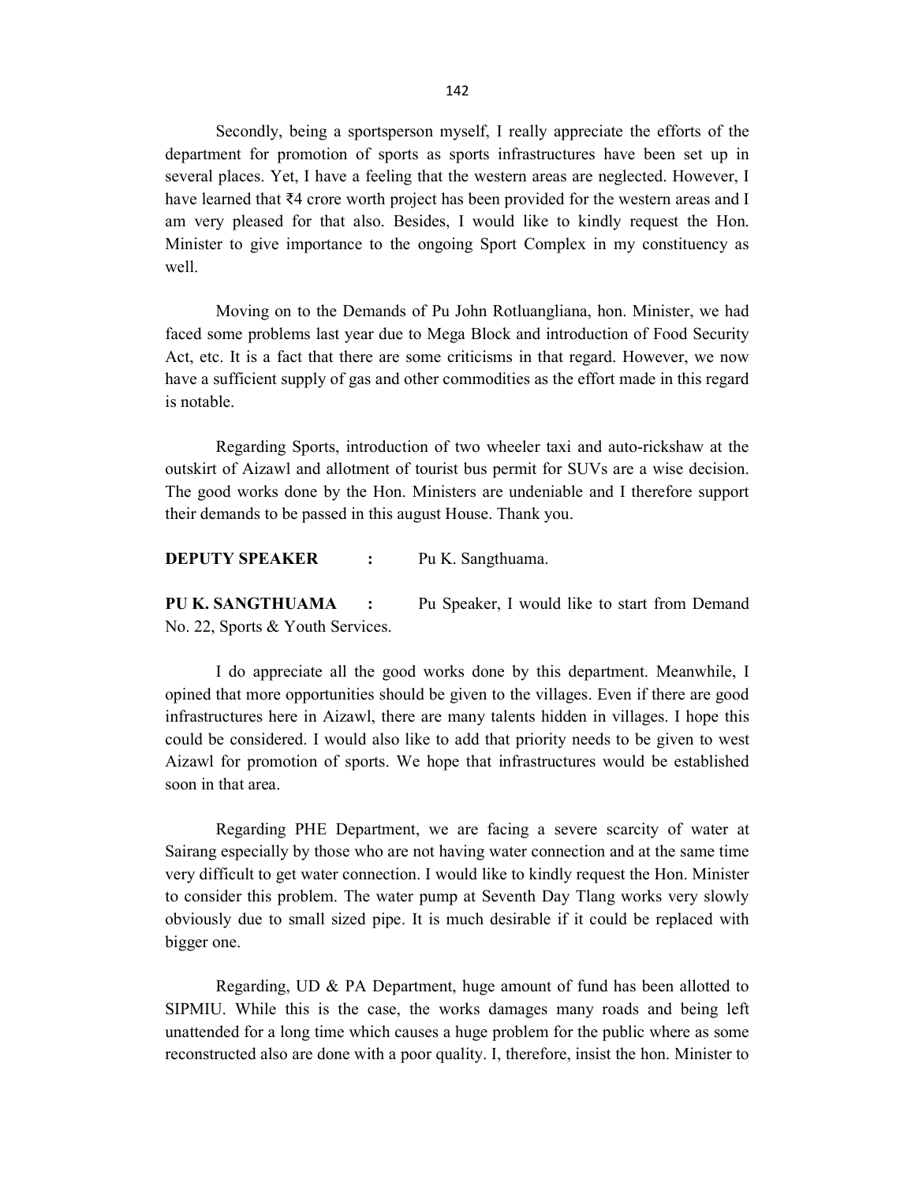Secondly, being a sportsperson myself, I really appreciate the efforts of the department for promotion of sports as sports infrastructures have been set up in several places. Yet, I have a feeling that the western areas are neglected. However, I have learned that ₹4 crore worth project has been provided for the western areas and I am very pleased for that also. Besides, I would like to kindly request the Hon. Minister to give importance to the ongoing Sport Complex in my constituency as well.

Moving on to the Demands of Pu John Rotluangliana, hon. Minister, we had faced some problems last year due to Mega Block and introduction of Food Security Act, etc. It is a fact that there are some criticisms in that regard. However, we now have a sufficient supply of gas and other commodities as the effort made in this regard is notable.

Regarding Sports, introduction of two wheeler taxi and auto-rickshaw at the outskirt of Aizawl and allotment of tourist bus permit for SUVs are a wise decision. The good works done by the Hon. Ministers are undeniable and I therefore support their demands to be passed in this august House. Thank you.

**DEPUTY SPEAKER :** Pu K. Sangthuama.

**PU K. SANGTHUAMA :** Pu Speaker, I would like to start from Demand No. 22, Sports & Youth Services.

I do appreciate all the good works done by this department. Meanwhile, I opined that more opportunities should be given to the villages. Even if there are good infrastructures here in Aizawl, there are many talents hidden in villages. I hope this could be considered. I would also like to add that priority needs to be given to west Aizawl for promotion of sports. We hope that infrastructures would be established soon in that area.

Regarding PHE Department, we are facing a severe scarcity of water at Sairang especially by those who are not having water connection and at the same time very difficult to get water connection. I would like to kindly request the Hon. Minister to consider this problem. The water pump at Seventh Day Tlang works very slowly obviously due to small sized pipe. It is much desirable if it could be replaced with bigger one.

Regarding, UD & PA Department, huge amount of fund has been allotted to SIPMIU. While this is the case, the works damages many roads and being left unattended for a long time which causes a huge problem for the public where as some reconstructed also are done with a poor quality. I, therefore, insist the hon. Minister to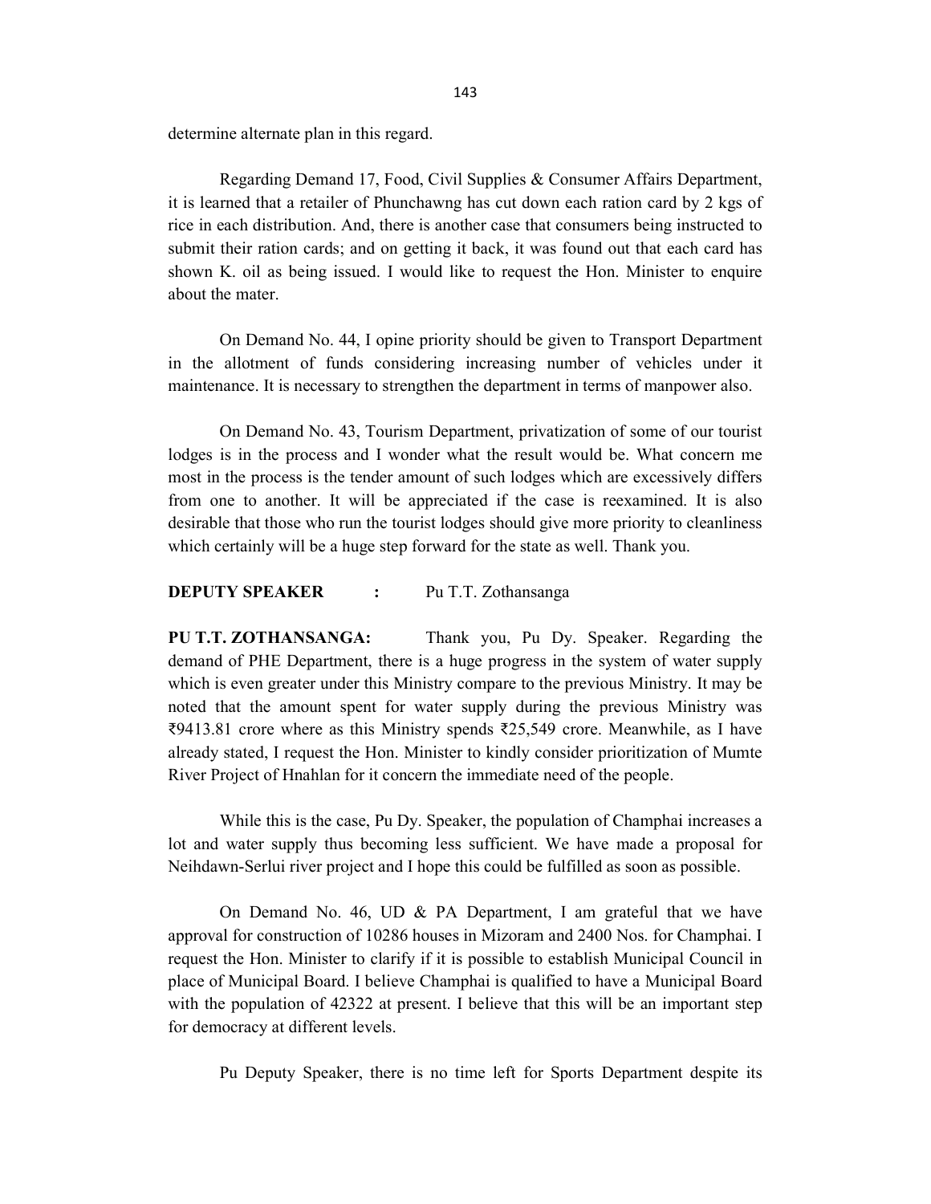determine alternate plan in this regard.

Regarding Demand 17, Food, Civil Supplies & Consumer Affairs Department, it is learned that a retailer of Phunchawng has cut down each ration card by 2 kgs of rice in each distribution. And, there is another case that consumers being instructed to submit their ration cards; and on getting it back, it was found out that each card has shown K. oil as being issued. I would like to request the Hon. Minister to enquire about the mater.

On Demand No. 44, I opine priority should be given to Transport Department in the allotment of funds considering increasing number of vehicles under it maintenance. It is necessary to strengthen the department in terms of manpower also.

On Demand No. 43, Tourism Department, privatization of some of our tourist lodges is in the process and I wonder what the result would be. What concern me most in the process is the tender amount of such lodges which are excessively differs from one to another. It will be appreciated if the case is reexamined. It is also desirable that those who run the tourist lodges should give more priority to cleanliness which certainly will be a huge step forward for the state as well. Thank you.

**DEPUTY SPEAKER : ** Pu T.T. Zothansanga

**PU T.T. ZOTHANSANGA:** Thank you, Pu Dy. Speaker. Regarding the demand of PHE Department, there is a huge progress in the system of water supply which is even greater under this Ministry compare to the previous Ministry. It may be noted that the amount spent for water supply during the previous Ministry was ₹9413.81 crore where as this Ministry spends ₹25,549 crore. Meanwhile, as I have already stated, I request the Hon. Minister to kindly consider prioritization of Mumte River Project of Hnahlan for it concern the immediate need of the people.

While this is the case, Pu Dy. Speaker, the population of Champhai increases a lot and water supply thus becoming less sufficient. We have made a proposal for Neihdawn-Serlui river project and I hope this could be fulfilled as soon as possible.

On Demand No. 46, UD & PA Department, I am grateful that we have approval for construction of 10286 houses in Mizoram and 2400 Nos. for Champhai. I request the Hon. Minister to clarify if it is possible to establish Municipal Council in place of Municipal Board. I believe Champhai is qualified to have a Municipal Board with the population of 42322 at present. I believe that this will be an important step for democracy at different levels.

Pu Deputy Speaker, there is no time left for Sports Department despite its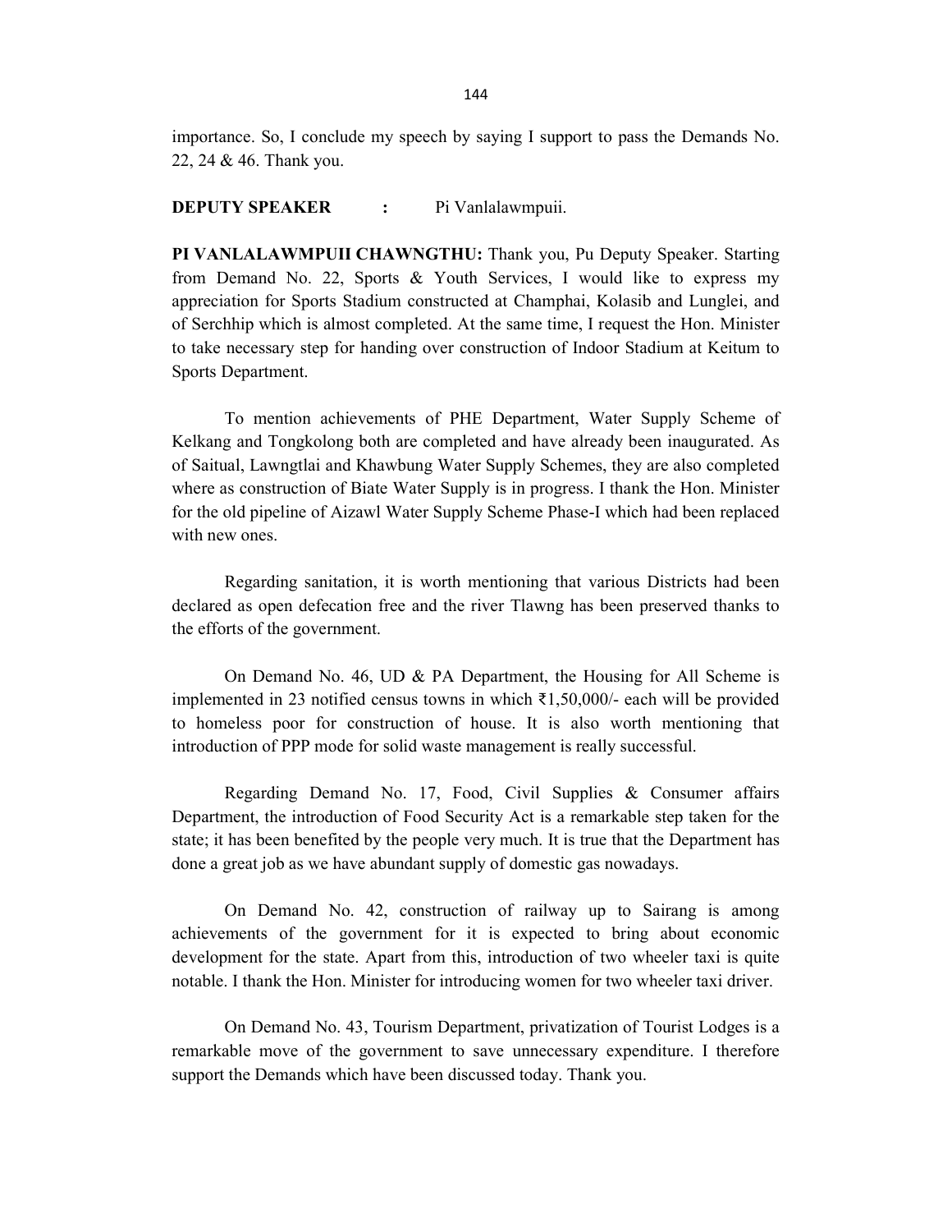importance. So, I conclude my speech by saying I support to pass the Demands No. 22, 24 & 46. Thank you.

**DEPUTY SPEAKER : ** Pi Vanlalawmpuii.

**PI VANLALAWMPUII CHAWNGTHU:** Thank you, Pu Deputy Speaker. Starting from Demand No. 22, Sports & Youth Services, I would like to express my appreciation for Sports Stadium constructed at Champhai, Kolasib and Lunglei, and of Serchhip which is almost completed. At the same time, I request the Hon. Minister to take necessary step for handing over construction of Indoor Stadium at Keitum to Sports Department.

To mention achievements of PHE Department, Water Supply Scheme of Kelkang and Tongkolong both are completed and have already been inaugurated. As of Saitual, Lawngtlai and Khawbung Water Supply Schemes, they are also completed where as construction of Biate Water Supply is in progress. I thank the Hon. Minister for the old pipeline of Aizawl Water Supply Scheme Phase-I which had been replaced with new ones.

Regarding sanitation, it is worth mentioning that various Districts had been declared as open defecation free and the river Tlawng has been preserved thanks to the efforts of the government.

On Demand No. 46, UD & PA Department, the Housing for All Scheme is implemented in 23 notified census towns in which ₹1,50,000/- each will be provided to homeless poor for construction of house. It is also worth mentioning that introduction of PPP mode for solid waste management is really successful.

Regarding Demand No. 17, Food, Civil Supplies & Consumer affairs Department, the introduction of Food Security Act is a remarkable step taken for the state; it has been benefited by the people very much. It is true that the Department has done a great job as we have abundant supply of domestic gas nowadays.

On Demand No. 42, construction of railway up to Sairang is among achievements of the government for it is expected to bring about economic development for the state. Apart from this, introduction of two wheeler taxi is quite notable. I thank the Hon. Minister for introducing women for two wheeler taxi driver.

On Demand No. 43, Tourism Department, privatization of Tourist Lodges is a remarkable move of the government to save unnecessary expenditure. I therefore support the Demands which have been discussed today. Thank you.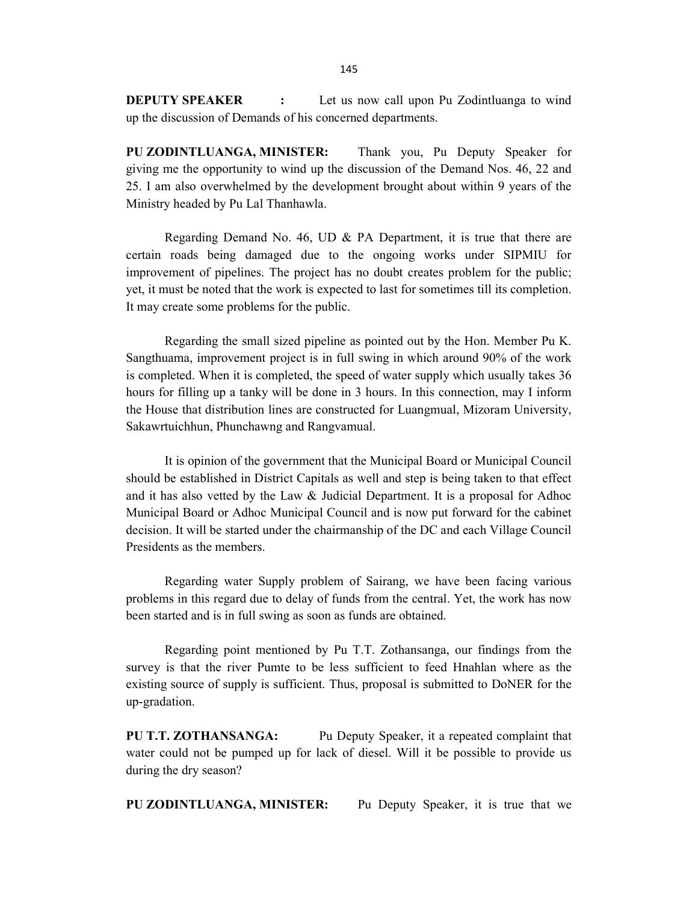**DEPUTY SPEAKER :** Let us now call upon Pu Zodintluanga to wind up the discussion of Demands of his concerned departments.

**PU ZODINTLUANGA, MINISTER:** Thank you, Pu Deputy Speaker for giving me the opportunity to wind up the discussion of the Demand Nos. 46, 22 and 25. I am also overwhelmed by the development brought about within 9 years of the Ministry headed by Pu Lal Thanhawla.

Regarding Demand No. 46, UD & PA Department, it is true that there are certain roads being damaged due to the ongoing works under SIPMIU for improvement of pipelines. The project has no doubt creates problem for the public; yet, it must be noted that the work is expected to last for sometimes till its completion. It may create some problems for the public.

Regarding the small sized pipeline as pointed out by the Hon. Member Pu K. Sangthuama, improvement project is in full swing in which around 90% of the work is completed. When it is completed, the speed of water supply which usually takes 36 hours for filling up a tanky will be done in 3 hours. In this connection, may I inform the House that distribution lines are constructed for Luangmual, Mizoram University, Sakawrtuichhun, Phunchawng and Rangvamual.

It is opinion of the government that the Municipal Board or Municipal Council should be established in District Capitals as well and step is being taken to that effect and it has also vetted by the Law & Judicial Department. It is a proposal for Adhoc Municipal Board or Adhoc Municipal Council and is now put forward for the cabinet decision. It will be started under the chairmanship of the DC and each Village Council Presidents as the members.

Regarding water Supply problem of Sairang, we have been facing various problems in this regard due to delay of funds from the central. Yet, the work has now been started and is in full swing as soon as funds are obtained.

Regarding point mentioned by Pu T.T. Zothansanga, our findings from the survey is that the river Pumte to be less sufficient to feed Hnahlan where as the existing source of supply is sufficient. Thus, proposal is submitted to DoNER for the up-gradation.

**PU T.T. ZOTHANSANGA:** Pu Deputy Speaker, it a repeated complaint that water could not be pumped up for lack of diesel. Will it be possible to provide us during the dry season?

**PU ZODINTLUANGA, MINISTER:** Pu Deputy Speaker, it is true that we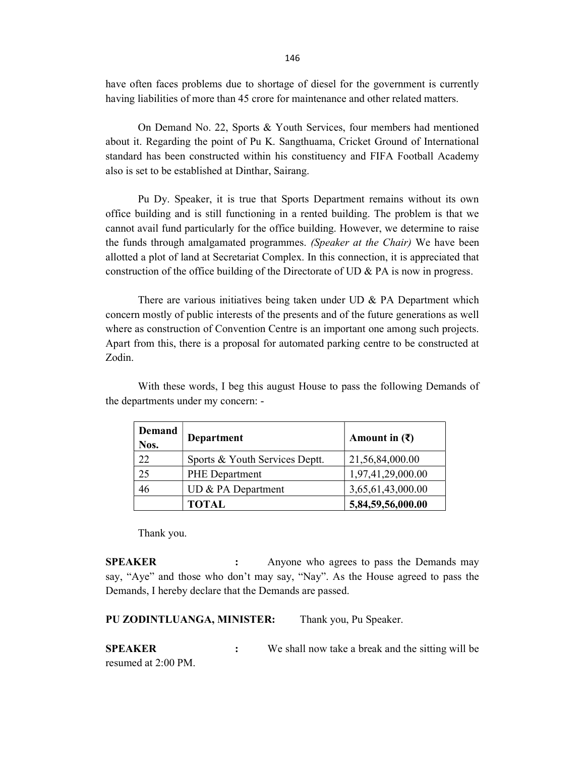have often faces problems due to shortage of diesel for the government is currently having liabilities of more than 45 crore for maintenance and other related matters.

On Demand No. 22, Sports & Youth Services, four members had mentioned about it. Regarding the point of Pu K. Sangthuama, Cricket Ground of International standard has been constructed within his constituency and FIFA Football Academy also is set to be established at Dinthar, Sairang.

Pu Dy. Speaker, it is true that Sports Department remains without its own office building and is still functioning in a rented building. The problem is that we cannot avail fund particularly for the office building. However, we determine to raise the funds through amalgamated programmes. *(Speaker at the Chair)* We have been allotted a plot of land at Secretariat Complex. In this connection, it is appreciated that construction of the office building of the Directorate of UD & PA is now in progress.

There are various initiatives being taken under UD & PA Department which concern mostly of public interests of the presents and of the future generations as well where as construction of Convention Centre is an important one among such projects. Apart from this, there is a proposal for automated parking centre to be constructed at Zodin.

With these words, I beg this august House to pass the following Demands of the departments under my concern: -

| Demand Nos. | Department | Amount in (₹) |
|---|---|---|
| 22 | Sports & Youth Services Deptt. | 21,56,84,000.00 |
| 25 | PHE Department | 1,97,41,29,000.00 |
| 46 | UD & PA Department | 3,65,61,43,000.00 |
| | **TOTAL** | **5,84,59,56,000.00** |

Thank you.

**SPEAKER :** Anyone who agrees to pass the Demands may say, "Aye" and those who don't may say, "Nay". As the House agreed to pass the Demands, I hereby declare that the Demands are passed.

**PU ZODINTLUANGA, MINISTER:** Thank you, Pu Speaker.

**SPEAKER :** We shall now take a break and the sitting will be resumed at 2:00 PM.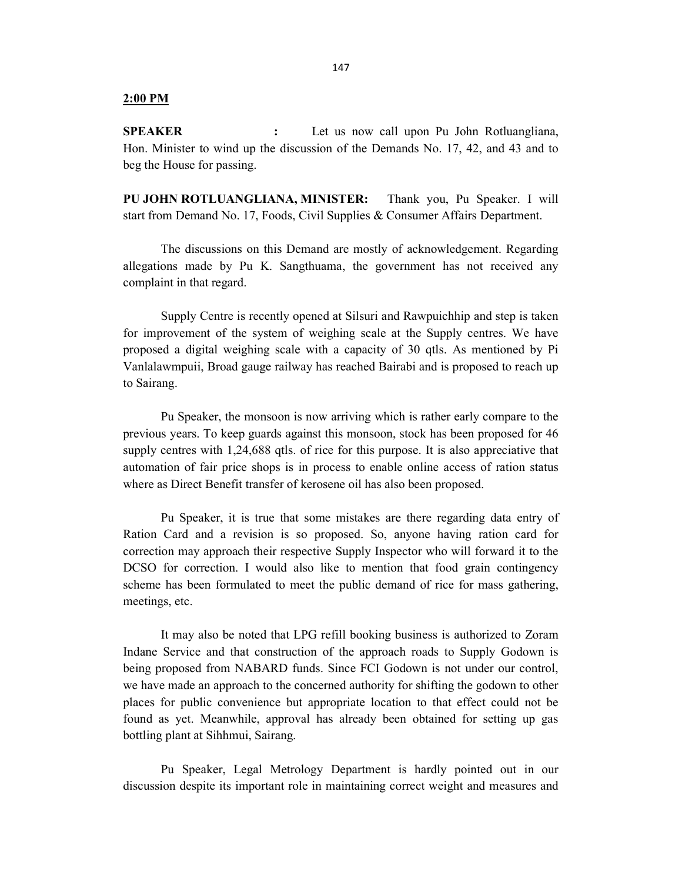**2:00 PM**

**SPEAKER :** Let us now call upon Pu John Rotluangliana, Hon. Minister to wind up the discussion of the Demands No. 17, 42, and 43 and to beg the House for passing.

**PU JOHN ROTLUANGLIANA, MINISTER:** Thank you, Pu Speaker. I will start from Demand No. 17, Foods, Civil Supplies & Consumer Affairs Department.

The discussions on this Demand are mostly of acknowledgement. Regarding allegations made by Pu K. Sangthuama, the government has not received any complaint in that regard.

Supply Centre is recently opened at Silsuri and Rawpuichhip and step is taken for improvement of the system of weighing scale at the Supply centres. We have proposed a digital weighing scale with a capacity of 30 qtls. As mentioned by Pi Vanlalawmpuii, Broad gauge railway has reached Bairabi and is proposed to reach up to Sairang.

Pu Speaker, the monsoon is now arriving which is rather early compare to the previous years. To keep guards against this monsoon, stock has been proposed for 46 supply centres with 1,24,688 qtls. of rice for this purpose. It is also appreciative that automation of fair price shops is in process to enable online access of ration status where as Direct Benefit transfer of kerosene oil has also been proposed.

Pu Speaker, it is true that some mistakes are there regarding data entry of Ration Card and a revision is so proposed. So, anyone having ration card for correction may approach their respective Supply Inspector who will forward it to the DCSO for correction. I would also like to mention that food grain contingency scheme has been formulated to meet the public demand of rice for mass gathering, meetings, etc.

It may also be noted that LPG refill booking business is authorized to Zoram Indane Service and that construction of the approach roads to Supply Godown is being proposed from NABARD funds. Since FCI Godown is not under our control, we have made an approach to the concerned authority for shifting the godown to other places for public convenience but appropriate location to that effect could not be found as yet. Meanwhile, approval has already been obtained for setting up gas bottling plant at Sihhmui, Sairang.

Pu Speaker, Legal Metrology Department is hardly pointed out in our discussion despite its important role in maintaining correct weight and measures and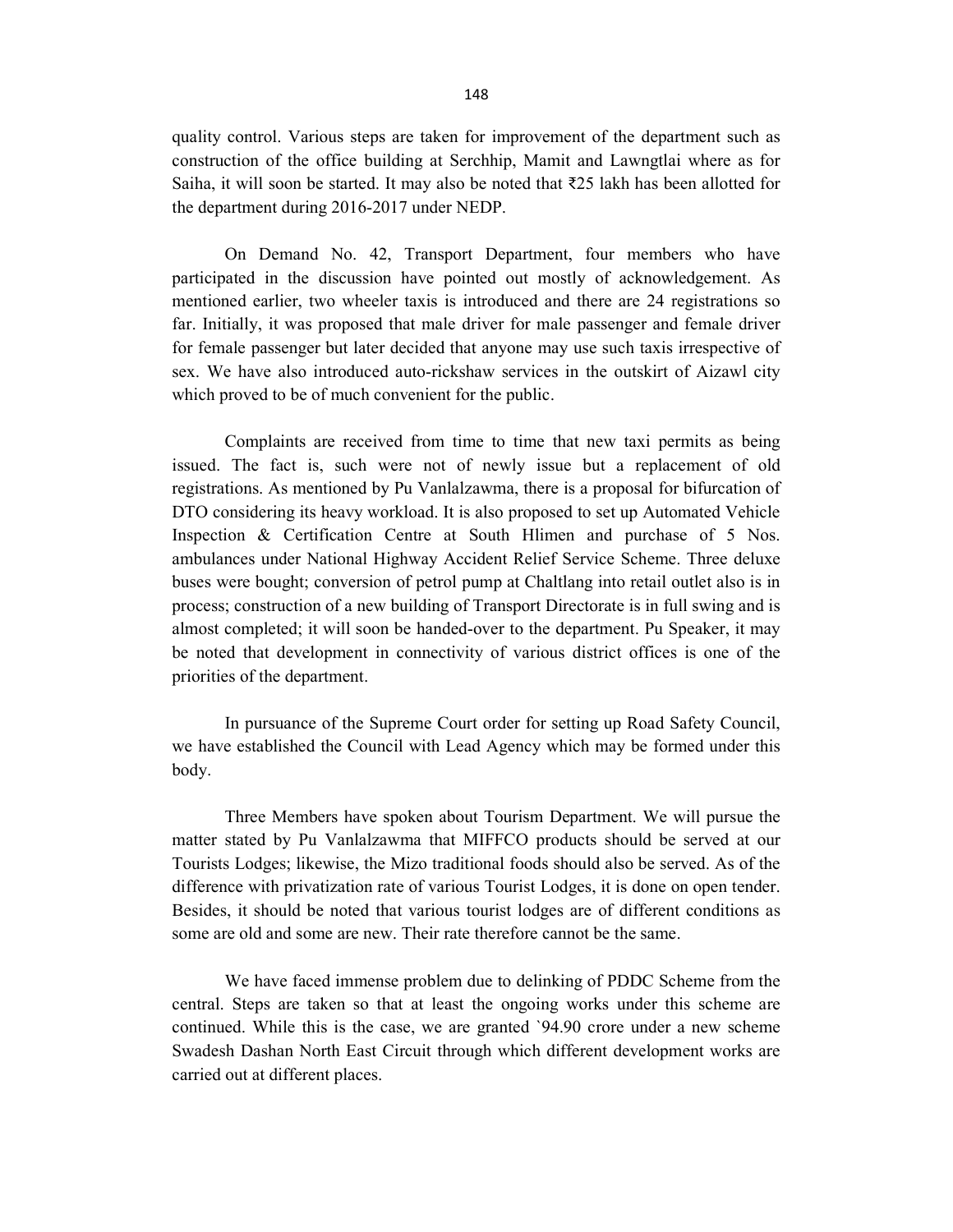quality control. Various steps are taken for improvement of the department such as construction of the office building at Serchhip, Mamit and Lawngtlai where as for Saiha, it will soon be started. It may also be noted that ₹25 lakh has been allotted for the department during 2016-2017 under NEDP.

On Demand No. 42, Transport Department, four members who have participated in the discussion have pointed out mostly of acknowledgement. As mentioned earlier, two wheeler taxis is introduced and there are 24 registrations so far. Initially, it was proposed that male driver for male passenger and female driver for female passenger but later decided that anyone may use such taxis irrespective of sex. We have also introduced auto-rickshaw services in the outskirt of Aizawl city which proved to be of much convenient for the public.

Complaints are received from time to time that new taxi permits as being issued. The fact is, such were not of newly issue but a replacement of old registrations. As mentioned by Pu Vanlalzawma, there is a proposal for bifurcation of DTO considering its heavy workload. It is also proposed to set up Automated Vehicle Inspection & Certification Centre at South Hlimen and purchase of 5 Nos. ambulances under National Highway Accident Relief Service Scheme. Three deluxe buses were bought; conversion of petrol pump at Chaltlang into retail outlet also is in process; construction of a new building of Transport Directorate is in full swing and is almost completed; it will soon be handed-over to the department. Pu Speaker, it may be noted that development in connectivity of various district offices is one of the priorities of the department.

In pursuance of the Supreme Court order for setting up Road Safety Council, we have established the Council with Lead Agency which may be formed under this body.

Three Members have spoken about Tourism Department. We will pursue the matter stated by Pu Vanlalzawma that MIFFCO products should be served at our Tourists Lodges; likewise, the Mizo traditional foods should also be served. As of the difference with privatization rate of various Tourist Lodges, it is done on open tender. Besides, it should be noted that various tourist lodges are of different conditions as some are old and some are new. Their rate therefore cannot be the same.

We have faced immense problem due to delinking of PDDC Scheme from the central. Steps are taken so that at least the ongoing works under this scheme are continued. While this is the case, we are granted `94.90 crore under a new scheme Swadesh Dashan North East Circuit through which different development works are carried out at different places.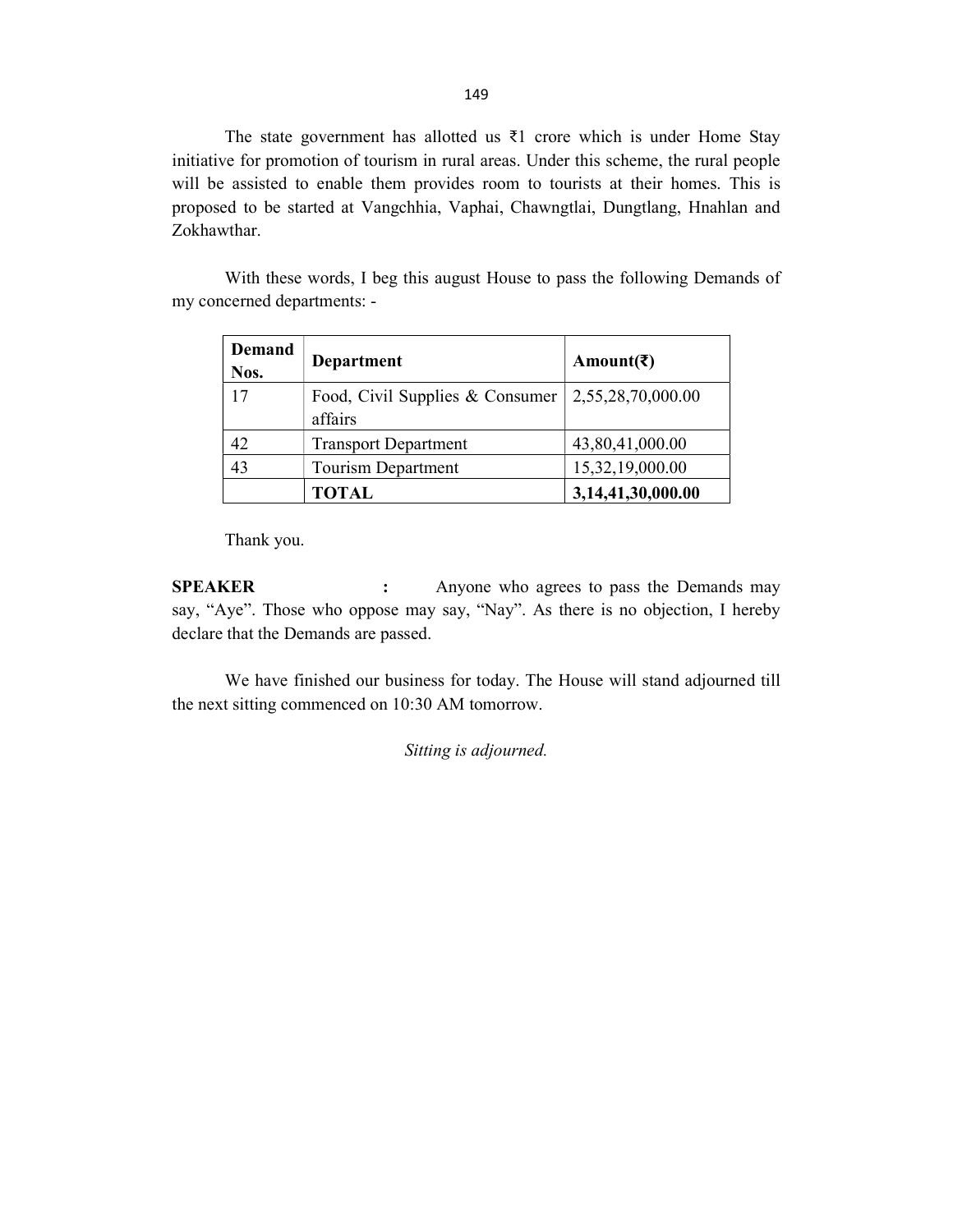The state government has allotted us ₹1 crore which is under Home Stay initiative for promotion of tourism in rural areas. Under this scheme, the rural people will be assisted to enable them provides room to tourists at their homes. This is proposed to be started at Vangchhia, Vaphai, Chawngtlai, Dungtlang, Hnahlan and Zokhawthar.

With these words, I beg this august House to pass the following Demands of my concerned departments: -

| **Demand Nos.** | **Department** | **Amount(₹)** |
|---|---|---|
| 17 | Food, Civil Supplies & Consumer affairs | 2,55,28,70,000.00 |
| 42 | Transport Department | 43,80,41,000.00 |
| 43 | Tourism Department | 15,32,19,000.00 |
| | **TOTAL** | **3,14,41,30,000.00** |

Thank you.

**SPEAKER** : Anyone who agrees to pass the Demands may say, "Aye". Those who oppose may say, "Nay". As there is no objection, I hereby declare that the Demands are passed.

We have finished our business for today. The House will stand adjourned till the next sitting commenced on 10:30 AM tomorrow.

*Sitting is adjourned.*